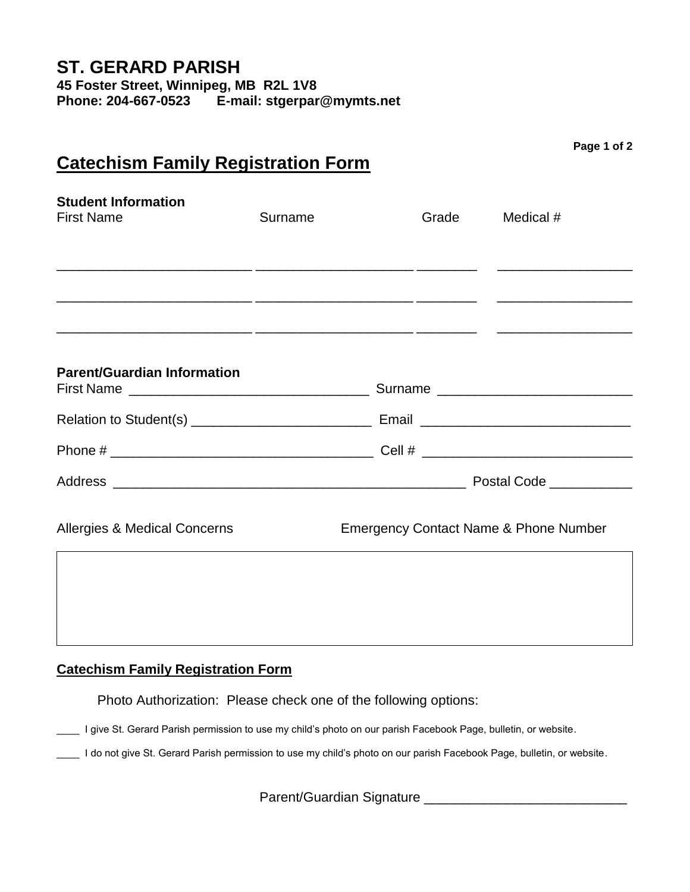# ST. GERARD PARISH

**45 Foster Street, Winnipeg, MB R2L 1V8**
**Phone: 204-667-0523 E-mail: stgerpar@mymts.net**

## Catechism Family Registration Form

**Student Information**

| First Name | Surname | Grade | Medical # |
|---|---|---|---|
| _________________________ | ____________________ | ________ | _________________ |
| _________________________ | ____________________ | ________ | _________________ |
| _________________________ | ____________________ | ________ | _________________ |

**Parent/Guardian Information**

First Name _______________________________ Surname __________________________

Relation to Student(s) ________________________ Email ___________________________

Phone # __________________________________ Cell # ___________________________

Address _____________________________________________ Postal Code ___________

| Allergies & Medical Concerns | Emergency Contact Name & Phone Number |
|---|---|
| | |

**Catechism Family Registration Form**

Photo Authorization: Please check one of the following options:

____ I give St. Gerard Parish permission to use my child's photo on our parish Facebook Page, bulletin, or website.

____ I do not give St. Gerard Parish permission to use my child's photo on our parish Facebook Page, bulletin, or website.

Parent/Guardian Signature __________________________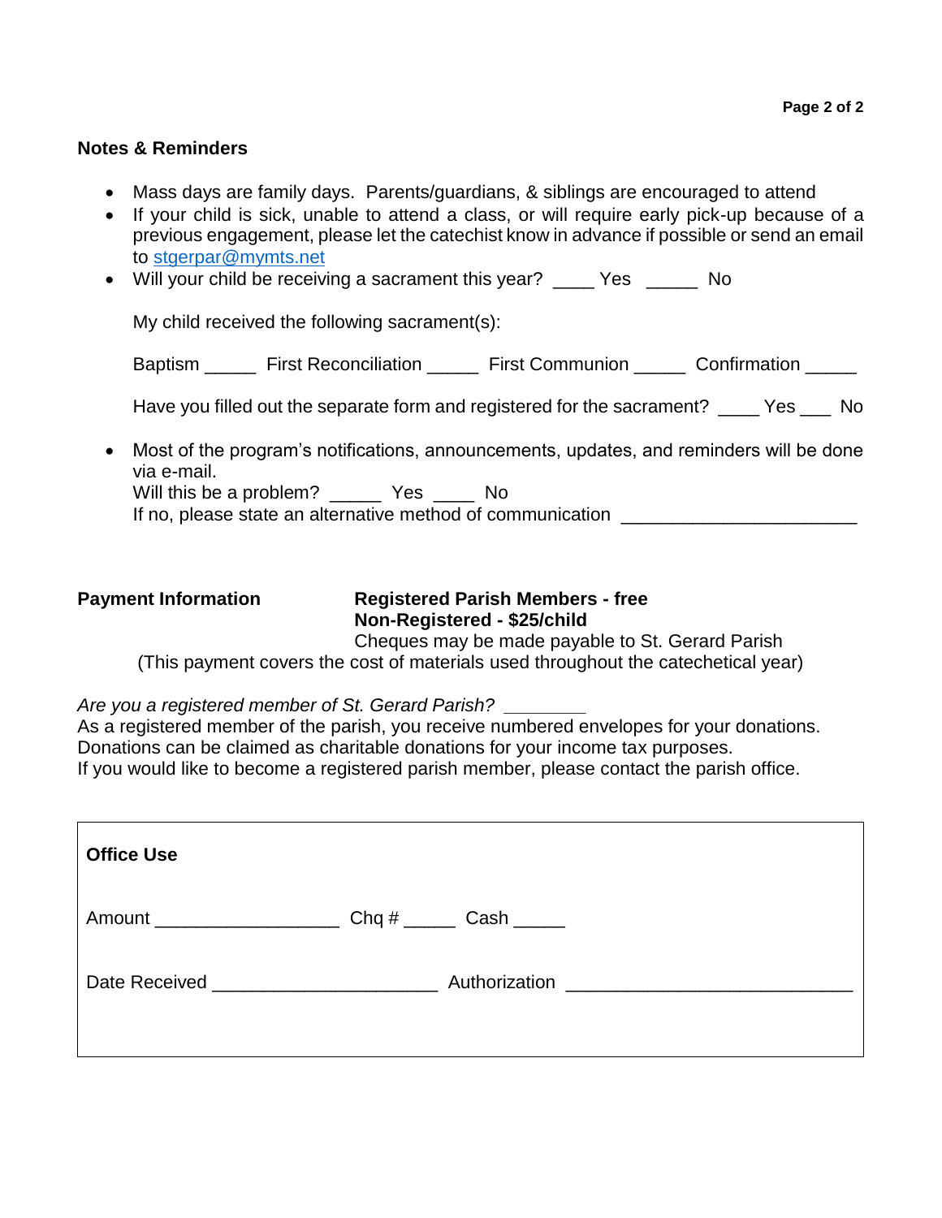### Notes & Reminders

- Mass days are family days. Parents/guardians, & siblings are encouraged to attend
- If your child is sick, unable to attend a class, or will require early pick-up because of a previous engagement, please let the catechist know in advance if possible or send an email to [stgerpar@mymts.net](mailto:stgerpar@mymts.net)
- Will your child be receiving a sacrament this year? ____ Yes _____ No

  My child received the following sacrament(s):

  Baptism _____ First Reconciliation _____ First Communion _____ Confirmation _____

  Have you filled out the separate form and registered for the sacrament? ____ Yes ___ No

- Most of the program's notifications, announcements, updates, and reminders will be done via e-mail.
  Will this be a problem? _____ Yes ____ No
  If no, please state an alternative method of communication ______________________

**Payment Information** **Registered Parish Members - free**
**Non-Registered - $25/child**
Cheques may be made payable to St. Gerard Parish
(This payment covers the cost of materials used throughout the catechetical year)

*Are you a registered member of St. Gerard Parish?* ________
As a registered member of the parish, you receive numbered envelopes for your donations.
Donations can be claimed as charitable donations for your income tax purposes.
If you would like to become a registered parish member, please contact the parish office.

**Office Use**

Amount _________________ Chq # _____ Cash _____

Date Received _____________________ Authorization ___________________________